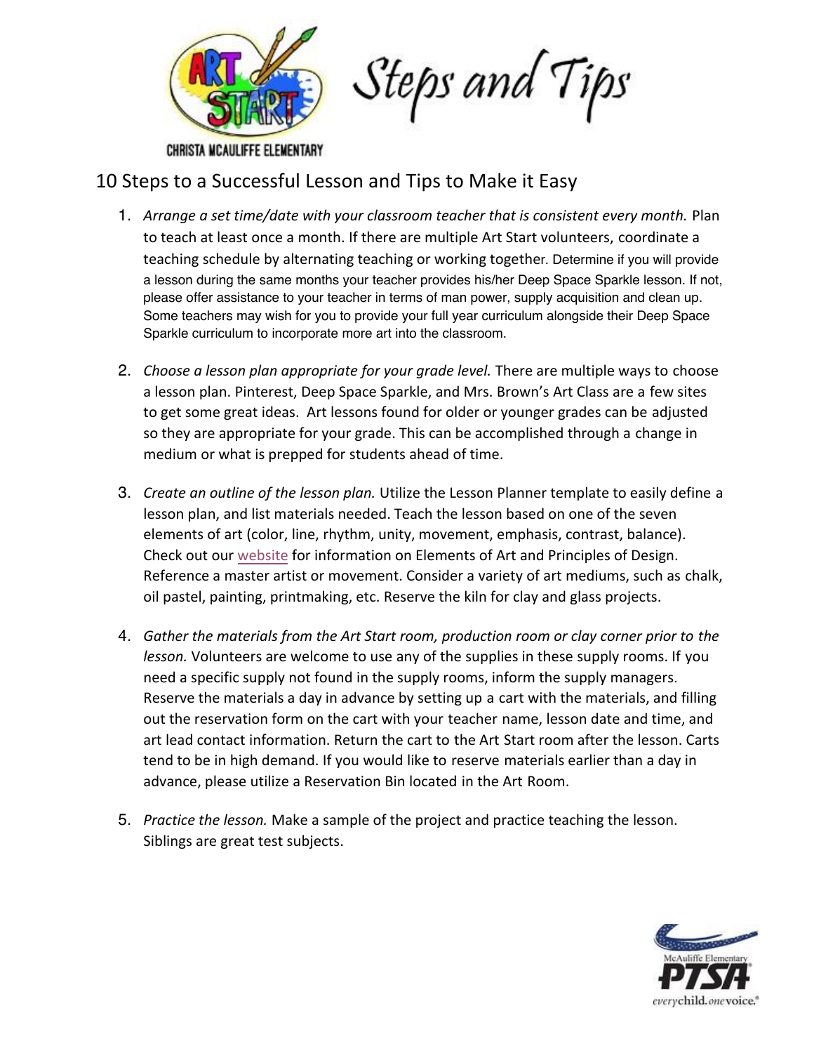CHRISTA MCAULIFFE ELEMENTARY

# Steps and Tips

## 10 Steps to a Successful Lesson and Tips to Make it Easy

1. *Arrange a set time/date with your classroom teacher that is consistent every month.* Plan to teach at least once a month. If there are multiple Art Start volunteers, coordinate a teaching schedule by alternating teaching or working together. Determine if you will provide a lesson during the same months your teacher provides his/her Deep Space Sparkle lesson. If not, please offer assistance to your teacher in terms of man power, supply acquisition and clean up. Some teachers may wish for you to provide your full year curriculum alongside their Deep Space Sparkle curriculum to incorporate more art into the classroom.

2. *Choose a lesson plan appropriate for your grade level.* There are multiple ways to choose a lesson plan. Pinterest, Deep Space Sparkle, and Mrs. Brown's Art Class are a few sites to get some great ideas. Art lessons found for older or younger grades can be adjusted so they are appropriate for your grade. This can be accomplished through a change in medium or what is prepped for students ahead of time.

3. *Create an outline of the lesson plan.* Utilize the Lesson Planner template to easily define a lesson plan, and list materials needed. Teach the lesson based on one of the seven elements of art (color, line, rhythm, unity, movement, emphasis, contrast, balance). Check out our website for information on Elements of Art and Principles of Design. Reference a master artist or movement. Consider a variety of art mediums, such as chalk, oil pastel, painting, printmaking, etc. Reserve the kiln for clay and glass projects.

4. *Gather the materials from the Art Start room, production room or clay corner prior to the lesson.* Volunteers are welcome to use any of the supplies in these supply rooms. If you need a specific supply not found in the supply rooms, inform the supply managers. Reserve the materials a day in advance by setting up a cart with the materials, and filling out the reservation form on the cart with your teacher name, lesson date and time, and art lead contact information. Return the cart to the Art Start room after the lesson. Carts tend to be in high demand. If you would like to reserve materials earlier than a day in advance, please utilize a Reservation Bin located in the Art Room.

5. *Practice the lesson.* Make a sample of the project and practice teaching the lesson. Siblings are great test subjects.

McAuliffe Elementary PTSA
everychild.onevoice.®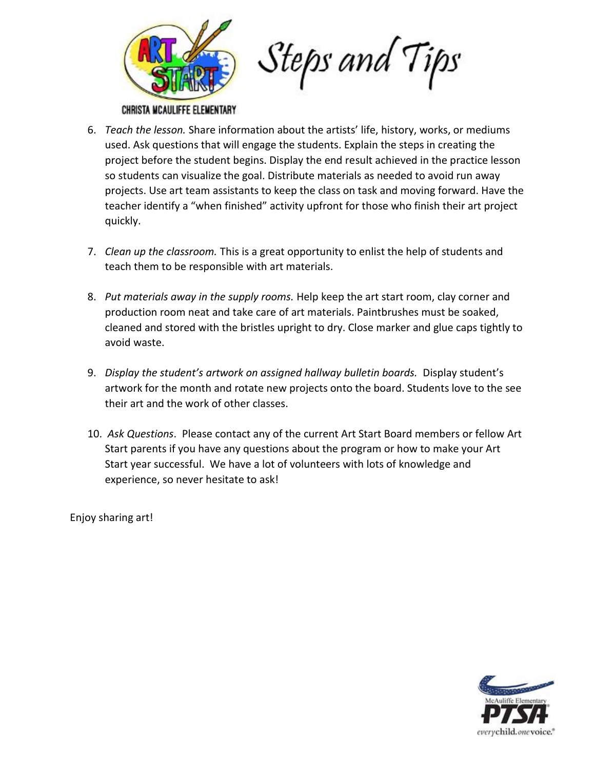# Steps and Tips

CHRISTA MCAULIFFE ELEMENTARY

6. *Teach the lesson.* Share information about the artists' life, history, works, or mediums used. Ask questions that will engage the students. Explain the steps in creating the project before the student begins. Display the end result achieved in the practice lesson so students can visualize the goal. Distribute materials as needed to avoid run away projects. Use art team assistants to keep the class on task and moving forward. Have the teacher identify a "when finished" activity upfront for those who finish their art project quickly.

7. *Clean up the classroom.* This is a great opportunity to enlist the help of students and teach them to be responsible with art materials.

8. *Put materials away in the supply rooms.* Help keep the art start room, clay corner and production room neat and take care of art materials. Paintbrushes must be soaked, cleaned and stored with the bristles upright to dry. Close marker and glue caps tightly to avoid waste.

9. *Display the student's artwork on assigned hallway bulletin boards.* Display student's artwork for the month and rotate new projects onto the board. Students love to the see their art and the work of other classes.

10. *Ask Questions*. Please contact any of the current Art Start Board members or fellow Art Start parents if you have any questions about the program or how to make your Art Start year successful. We have a lot of volunteers with lots of knowledge and experience, so never hesitate to ask!

Enjoy sharing art!

McAuliffe Elementary PTSA

everychild. onevoice.®